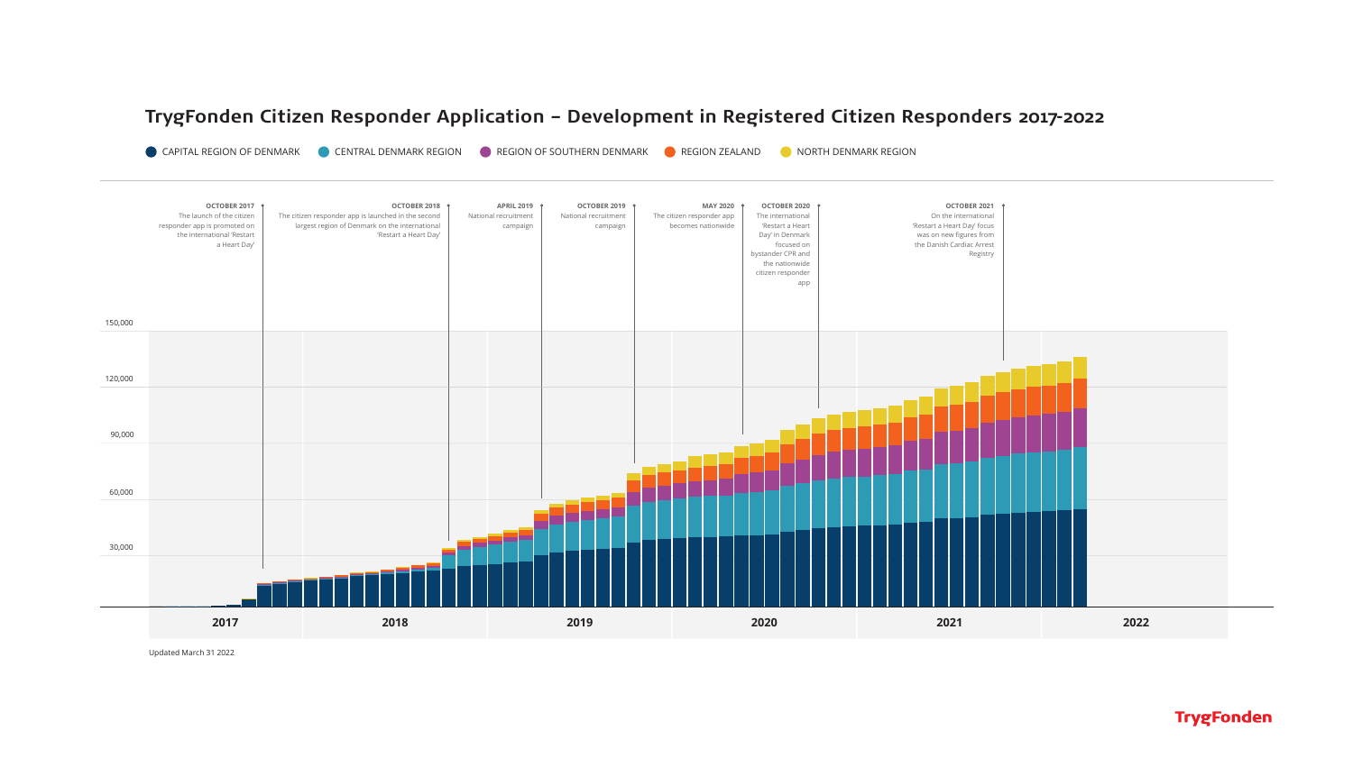## TrygFonden Citizen Responder Application – Development in Registered Citizen Responders 2017-2022

CAPITAL REGION OF DENMARK · CENTRAL DENMARK REGION · REGION OF SOUTHERN DENMARK · REGION ZEALAND · NORTH DENMARK REGION

**OCTOBER 2017**
The launch of the citizen responder app is promoted on the international 'Restart a Heart Day'

**OCTOBER 2018**
The citizen responder app is launched in the second largest region of Denmark on the international 'Restart a Heart Day'

**APRIL 2019**
National recruitment campaign

**OCTOBER 2019**
National recruitment campaign

**MAY 2020**
The citizen responder app becomes nationwide

**OCTOBER 2020**
The international 'Restart a Heart Day' in Denmark focused on bystander CPR and the nationwide citizen responder app

**OCTOBER 2021**
On the international 'Restart a Heart Day' focus was on new figures from the Danish Cardiac Arrest Registry

150,000
120,000
90,000
60,000
30,000

2017 · 2018 · 2019 · 2020 · 2021 · 2022

Updated March 31 2022

TrygFonden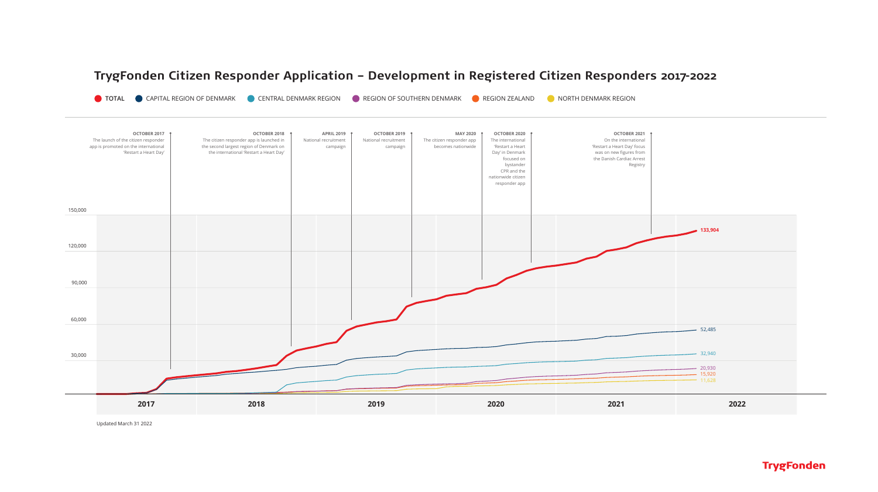## TrygFonden Citizen Responder Application – Development in Registered Citizen Responders 2017-2022

TOTAL · CAPITAL REGION OF DENMARK · CENTRAL DENMARK REGION · REGION OF SOUTHERN DENMARK · REGION ZEALAND · NORTH DENMARK REGION

**OCTOBER 2017**
The launch of the citizen responder app is promoted on the international 'Restart a Heart Day'

**OCTOBER 2018**
The citizen responder app is launched in the second largest region of Denmark on the international 'Restart a Heart Day'

**APRIL 2019**
National recruitment campaign

**OCTOBER 2019**
National recruitment campaign

**MAY 2020**
The citizen responder app becomes nationwide

**OCTOBER 2020**
The international 'Restart a Heart Day' in Denmark focused on bystander CPR and the nationwide citizen responder app

**OCTOBER 2021**
On the international 'Restart a Heart Day' focus was on new figures from the Danish Cardiac Arrest Registry

Y-axis: 30,000 · 60,000 · 90,000 · 120,000 · 150,000

X-axis: 2017 · 2018 · 2019 · 2020 · 2021 · 2022

| Series | Latest value |
|---|---|
| Total | 133,904 |
| Capital Region of Denmark | 52,485 |
| Central Denmark Region | 32,940 |
| Region of Southern Denmark | 20,930 |
| Region Zealand | 15,920 |
| North Denmark Region | 11,628 |

Updated March 31 2022

TrygFonden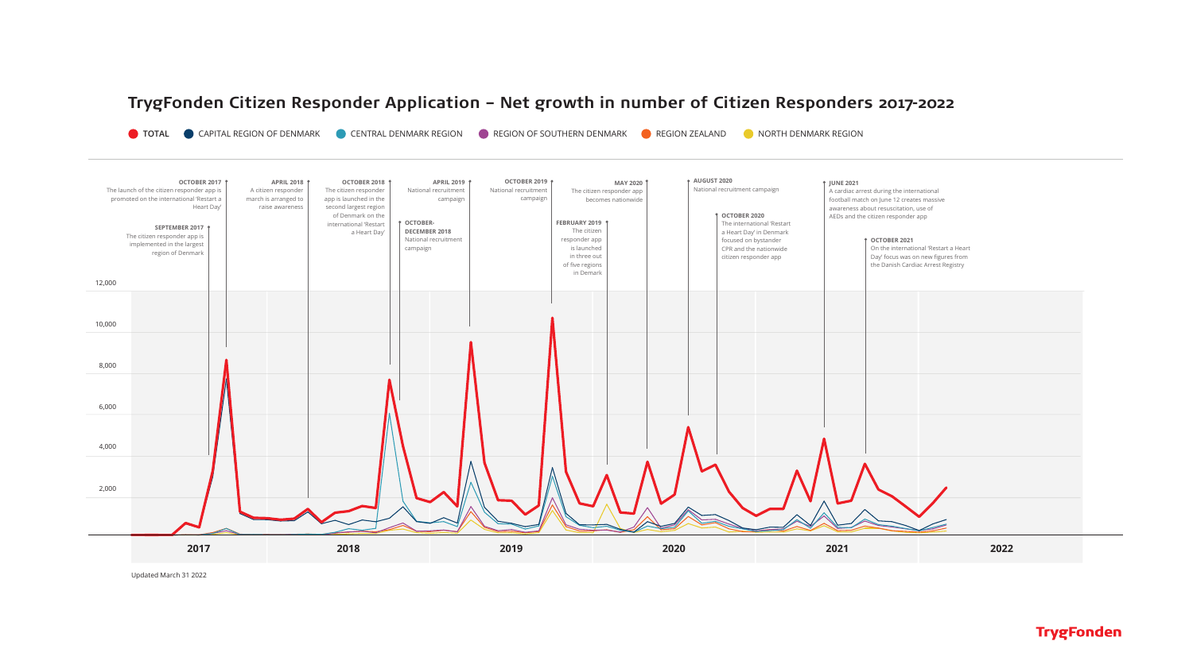# TrygFonden Citizen Responder Application – Net growth in number of Citizen Responders 2017-2022

TOTAL · CAPITAL REGION OF DENMARK · CENTRAL DENMARK REGION · REGION OF SOUTHERN DENMARK · REGION ZEALAND · NORTH DENMARK REGION

**OCTOBER 2017**
The launch of the citizen responder app is promoted on the international 'Restart a Heart Day'

**SEPTEMBER 2017**
The citizen responder app is implemented in the largest region of Denmark

**APRIL 2018**
A citizen responder march is arranged to raise awareness

**OCTOBER 2018**
The citizen responder app is launched in the second largest region of Denmark on the international 'Restart a Heart Day'

**OCTOBER-DECEMBER 2018**
National recruitment campaign

**APRIL 2019**
National recruitment campaign

**OCTOBER 2019**
National recruitment campaign

**FEBRUARY 2019**
The citizen responder app is launched in three out of five regions in Demark

**MAY 2020**
The citizen responder app becomes nationwide

**AUGUST 2020**
National recruitment campaign

**OCTOBER 2020**
The international 'Restart a Heart Day' in Denmark focused on bystander CPR and the nationwide citizen responder app

**JUNE 2021**
A cardiac arrest during the international football match on June 12 creates massive awareness about resuscitation, use of AEDs and the citizen responder app

**OCTOBER 2021**
On the international 'Restart a Heart Day' focus was on new figures from the Danish Cardiac Arrest Registry

12,000
10,000
8,000
6,000
4,000
2,000

2017 · 2018 · 2019 · 2020 · 2021 · 2022

Updated March 31 2022

TrygFonden